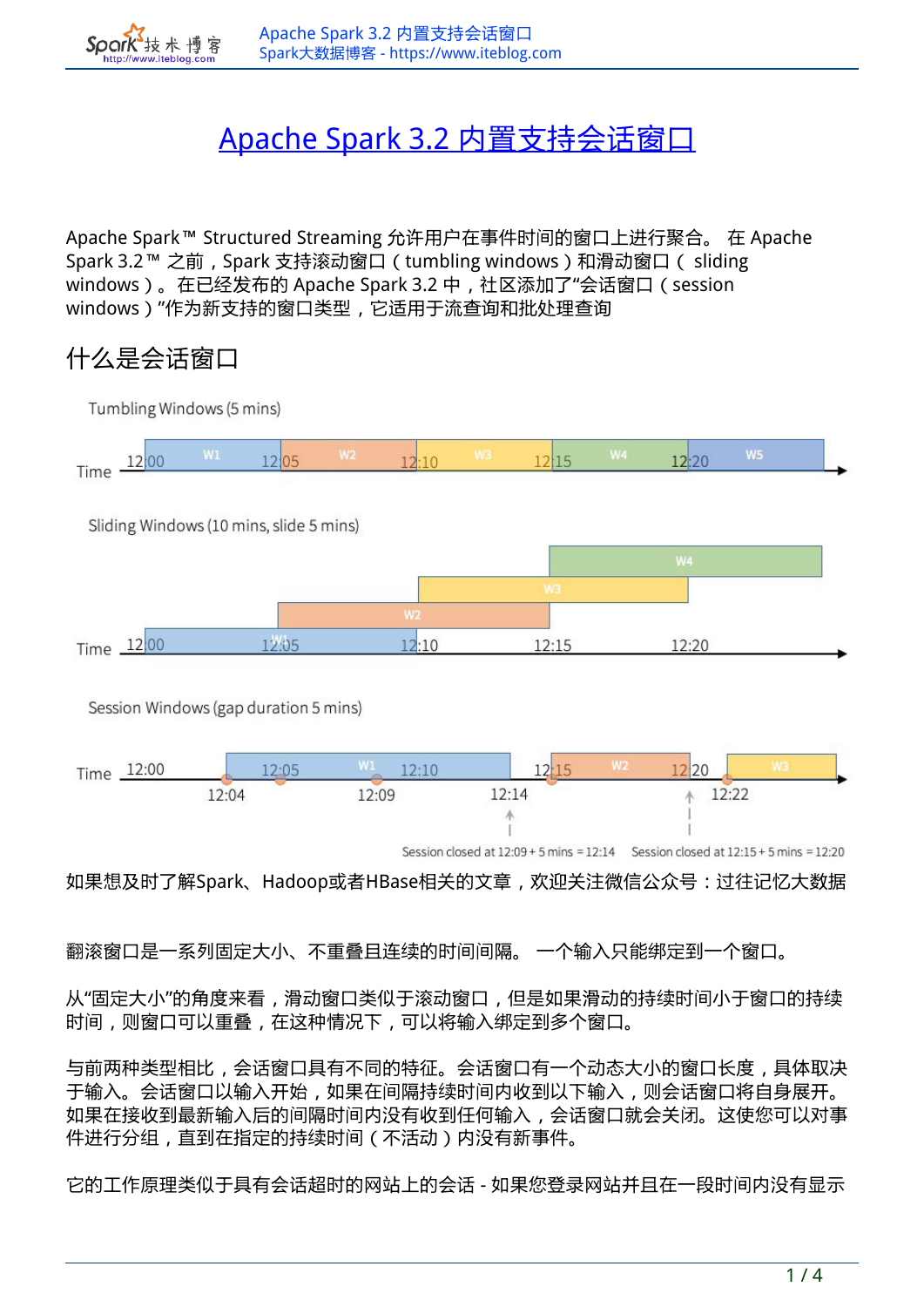# Apache Spark 3.2 内置支持会话窗口

Apache Spark™ Structured Streaming 允许用户在事件时间的窗口上进行聚合。 在 Apache Spark 3.2™ 之前，Spark 支持滚动窗口（tumbling windows）和滑动窗口（ sliding windows）。在已经发布的 Apache Spark 3.2 中，社区添加了"会话窗口（session windows）"作为新支持的窗口类型，它适用于流查询和批处理查询

## 什么是会话窗口

Tumbling Windows (5 mins)

Time 12:00 W1 12:05 W2 12:10 W3 12:15 W4 12:20 W5

Sliding Windows (10 mins, slide 5 mins)

W4 W3 W2 W1

Time 12:00 12:05 12:10 12:15 12:20

Session Windows (gap duration 5 mins)

Time 12:00 12:05 W1 12:10 12:15 W2 12:20 W3

12:04 12:09 12:14 12:22

Session closed at 12:09 + 5 mins = 12:14 Session closed at 12:15 + 5 mins = 12:20

如果想及时了解Spark、Hadoop或者HBase相关的文章，欢迎关注微信公众号：过往记忆大数据

翻滚窗口是一系列固定大小、不重叠且连续的时间间隔。 一个输入只能绑定到一个窗口。

从"固定大小"的角度来看，滑动窗口类似于滚动窗口，但是如果滑动的持续时间小于窗口的持续时间，则窗口可以重叠，在这种情况下，可以将输入绑定到多个窗口。

与前两种类型相比，会话窗口具有不同的特征。会话窗口有一个动态大小的窗口长度，具体取决于输入。会话窗口以输入开始，如果在间隔持续时间内收到以下输入，则会话窗口将自身展开。如果在接收到最新输入后的间隔时间内没有收到任何输入，会话窗口就会关闭。这使您可以对事件进行分组，直到在指定的持续时间（不活动）内没有新事件。

它的工作原理类似于具有会话超时的网站上的会话 - 如果您登录网站并且在一段时间内没有显示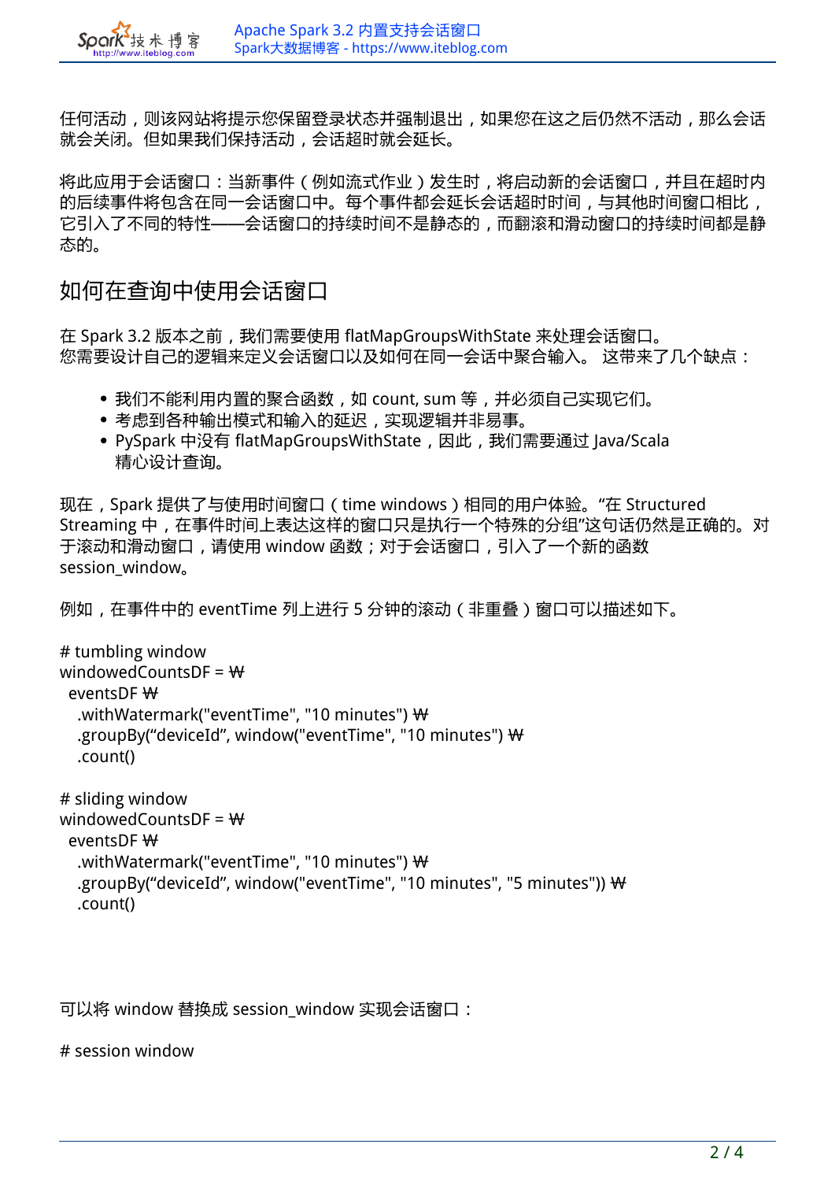任何活动，则该网站将提示您保留登录状态并强制退出，如果您在这之后仍然不活动，那么会话就会关闭。但如果我们保持活动，会话超时就会延长。

将此应用于会话窗口：当新事件（例如流式作业）发生时，将启动新的会话窗口，并且在超时内的后续事件将包含在同一会话窗口中。每个事件都会延长会话超时时间，与其他时间窗口相比，它引入了不同的特性——会话窗口的持续时间不是静态的，而翻滚和滑动窗口的持续时间都是静态的。

## 如何在查询中使用会话窗口

在 Spark 3.2 版本之前，我们需要使用 flatMapGroupsWithState 来处理会话窗口。
您需要设计自己的逻辑来定义会话窗口以及如何在同一会话中聚合输入。 这带来了几个缺点：

- 我们不能利用内置的聚合函数，如 count, sum 等，并必须自己实现它们。
- 考虑到各种输出模式和输入的延迟，实现逻辑并非易事。
- PySpark 中没有 flatMapGroupsWithState，因此，我们需要通过 Java/Scala 精心设计查询。

现在，Spark 提供了与使用时间窗口（time windows）相同的用户体验。“在 Structured Streaming 中，在事件时间上表达这样的窗口只是执行一个特殊的分组”这句话仍然是正确的。对于滚动和滑动窗口，请使用 window 函数；对于会话窗口，引入了一个新的函数 session_window。

例如，在事件中的 eventTime 列上进行 5 分钟的滚动（非重叠）窗口可以描述如下。

```
# tumbling window
windowedCountsDF = ₩
  eventsDF ₩
    .withWatermark("eventTime", "10 minutes") ₩
    .groupBy(“deviceId”, window("eventTime", "10 minutes") ₩
    .count()

# sliding window
windowedCountsDF = ₩
  eventsDF ₩
    .withWatermark("eventTime", "10 minutes") ₩
    .groupBy(“deviceId”, window("eventTime", "10 minutes", "5 minutes")) ₩
    .count()
```

可以将 window 替换成 session_window 实现会话窗口：

```
# session window
```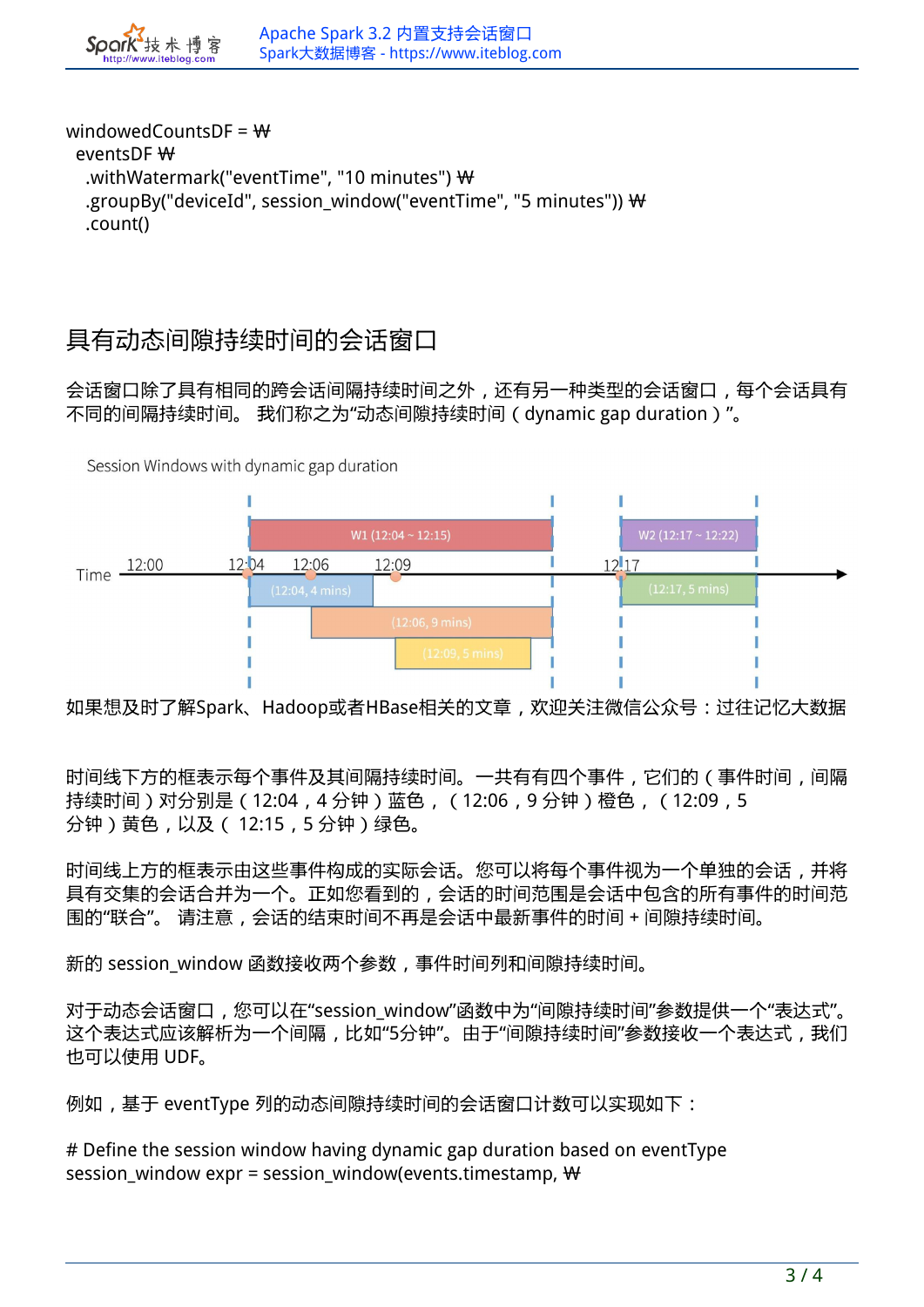```
windowedCountsDF = ₩
 eventsDF ₩
  .withWatermark("eventTime", "10 minutes") ₩
  .groupBy("deviceId", session_window("eventTime", "5 minutes")) ₩
  .count()
```

## 具有动态间隙持续时间的会话窗口

会话窗口除了具有相同的跨会话间隔持续时间之外，还有另一种类型的会话窗口，每个会话具有不同的间隔持续时间。 我们称之为“动态间隙持续时间（dynamic gap duration）”。

Session Windows with dynamic gap duration

Time 12:00 12:04 12:06 12:09 12:17

W1 (12:04 ~ 12:15) W2 (12:17 ~ 12:22)

(12:04, 4 mins) (12:06, 9 mins) (12:09, 5 mins) (12:17, 5 mins)

如果想及时了解Spark、Hadoop或者HBase相关的文章，欢迎关注微信公众号：过往记忆大数据

时间线下方的框表示每个事件及其间隔持续时间。一共有有四个事件，它们的（事件时间，间隔持续时间）对分别是（12:04，4 分钟）蓝色，（12:06，9 分钟）橙色，（12:09，5 分钟）黄色，以及（ 12:15，5 分钟）绿色。

时间线上方的框表示由这些事件构成的实际会话。您可以将每个事件视为一个单独的会话，并将具有交集的会话合并为一个。正如您看到的，会话的时间范围是会话中包含的所有事件的时间范围的“联合”。 请注意，会话的结束时间不再是会话中最新事件的时间 + 间隙持续时间。

新的 session_window 函数接收两个参数，事件时间列和间隙持续时间。

对于动态会话窗口，您可以在“session_window”函数中为“间隙持续时间”参数提供一个“表达式”。这个表达式应该解析为一个间隔，比如“5分钟”。由于“间隙持续时间”参数接收一个表达式，我们也可以使用 UDF。

例如，基于 eventType 列的动态间隙持续时间的会话窗口计数可以实现如下：

```
# Define the session window having dynamic gap duration based on eventType
session_window expr = session_window(events.timestamp, ₩
```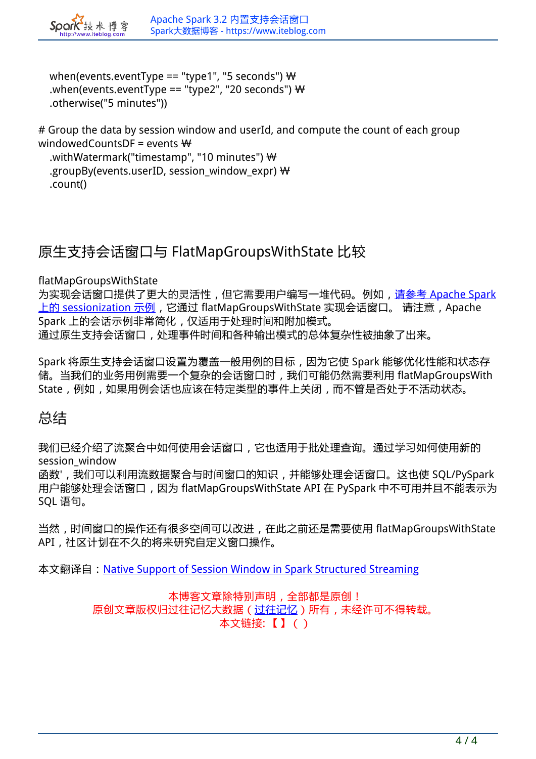```
    when(events.eventType == "type1", "5 seconds") ₩
    .when(events.eventType == "type2", "20 seconds") ₩
    .otherwise("5 minutes"))

# Group the data by session window and userId, and compute the count of each group
windowedCountsDF = events ₩
    .withWatermark("timestamp", "10 minutes") ₩
    .groupBy(events.userID, session_window_expr) ₩
    .count()
```

## 原生支持会话窗口与 FlatMapGroupsWithState 比较

flatMapGroupsWithState
为实现会话窗口提供了更大的灵活性，但它需要用户编写一堆代码。例如，请参考 Apache Spark 上的 sessionization 示例，它通过 flatMapGroupsWithState 实现会话窗口。 请注意，Apache Spark 上的会话示例非常简化，仅适用于处理时间和附加模式。
通过原生支持会话窗口，处理事件时间和各种输出模式的总体复杂性被抽象了出来。

Spark 将原生支持会话窗口设置为覆盖一般用例的目标，因为它使 Spark 能够优化性能和状态存储。当我们的业务用例需要一个复杂的会话窗口时，我们可能仍然需要利用 flatMapGroupsWithState，例如，如果用例会话也应该在特定类型的事件上关闭，而不管是否处于不活动状态。

## 总结

我们已经介绍了流聚合中如何使用会话窗口，它也适用于批处理查询。通过学习如何使用新的 session_window
函数'，我们可以利用流数据聚合与时间窗口的知识，并能够处理会话窗口。这也使 SQL/PySpark 用户能够处理会话窗口，因为 flatMapGroupsWithState API 在 PySpark 中不可用并且不能表示为 SQL 语句。

当然，时间窗口的操作还有很多空间可以改进，在此之前还是需要使用 flatMapGroupsWithState API，社区计划在不久的将来研究自定义窗口操作。

本文翻译自：Native Support of Session Window in Spark Structured Streaming

本博客文章除特别声明，全部都是原创！
原创文章版权归过往记忆大数据（过往记忆）所有，未经许可不得转载。
本文链接: 【】（）